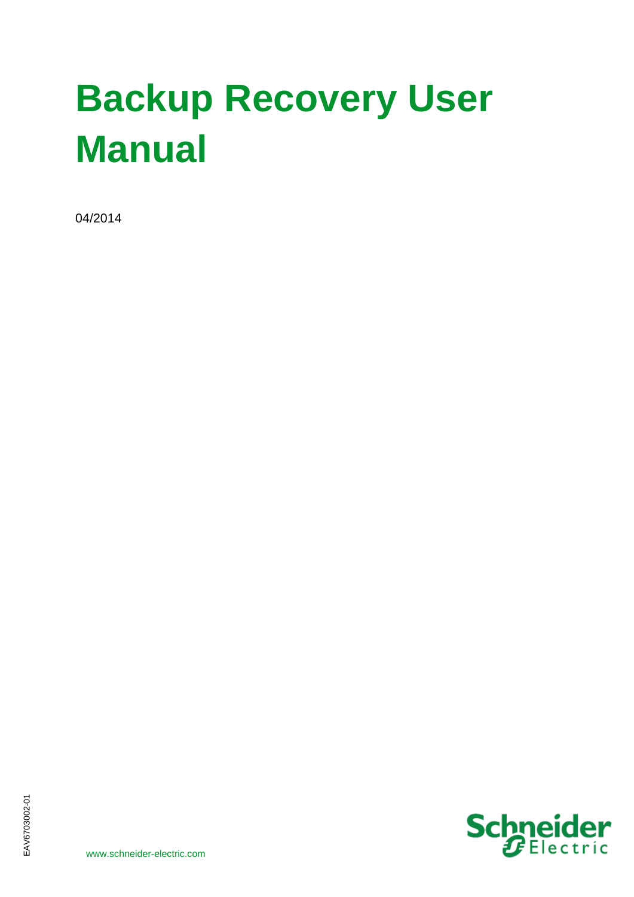# Backup Recovery User Manual

04/2014

EAV6703002-01

www.schneider-electric.com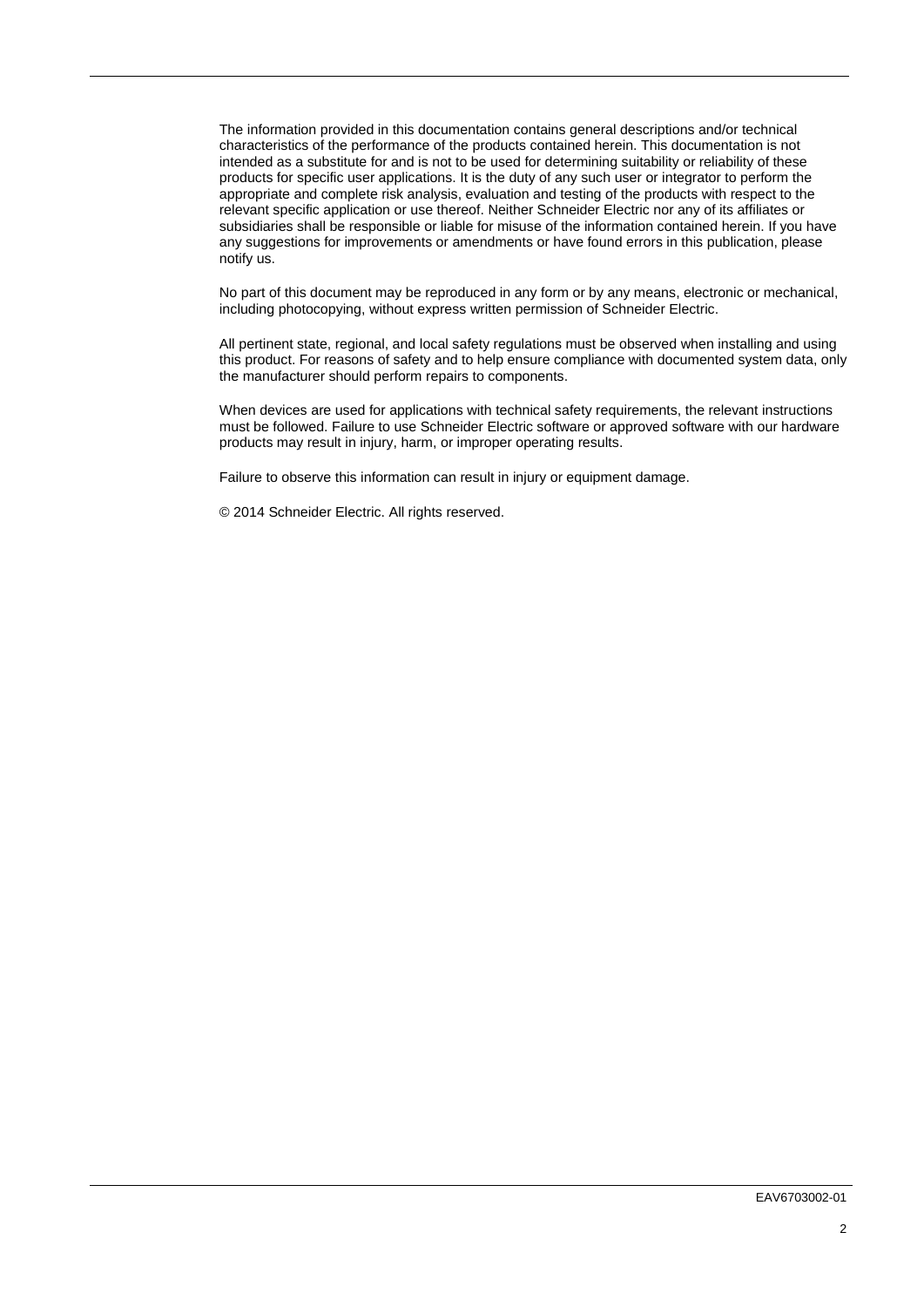The information provided in this documentation contains general descriptions and/or technical characteristics of the performance of the products contained herein. This documentation is not intended as a substitute for and is not to be used for determining suitability or reliability of these products for specific user applications. It is the duty of any such user or integrator to perform the appropriate and complete risk analysis, evaluation and testing of the products with respect to the relevant specific application or use thereof. Neither Schneider Electric nor any of its affiliates or subsidiaries shall be responsible or liable for misuse of the information contained herein. If you have any suggestions for improvements or amendments or have found errors in this publication, please notify us.

No part of this document may be reproduced in any form or by any means, electronic or mechanical, including photocopying, without express written permission of Schneider Electric.

All pertinent state, regional, and local safety regulations must be observed when installing and using this product. For reasons of safety and to help ensure compliance with documented system data, only the manufacturer should perform repairs to components.

When devices are used for applications with technical safety requirements, the relevant instructions must be followed. Failure to use Schneider Electric software or approved software with our hardware products may result in injury, harm, or improper operating results.

Failure to observe this information can result in injury or equipment damage.

© 2014 Schneider Electric. All rights reserved.

EAV6703002-01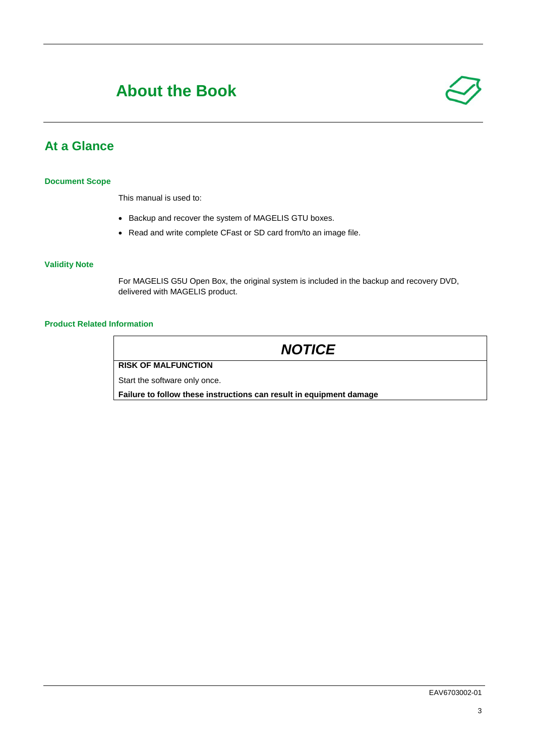# About the Book

## At a Glance

### Document Scope

This manual is used to:

- Backup and recover the system of MAGELIS GTU boxes.
- Read and write complete CFast or SD card from/to an image file.

### Validity Note

For MAGELIS G5U Open Box, the original system is included in the backup and recovery DVD, delivered with MAGELIS product.

### Product Related Information

| ***NOTICE*** |
| --- |
| **RISK OF MALFUNCTION** |
| Start the software only once. |
| **Failure to follow these instructions can result in equipment damage** |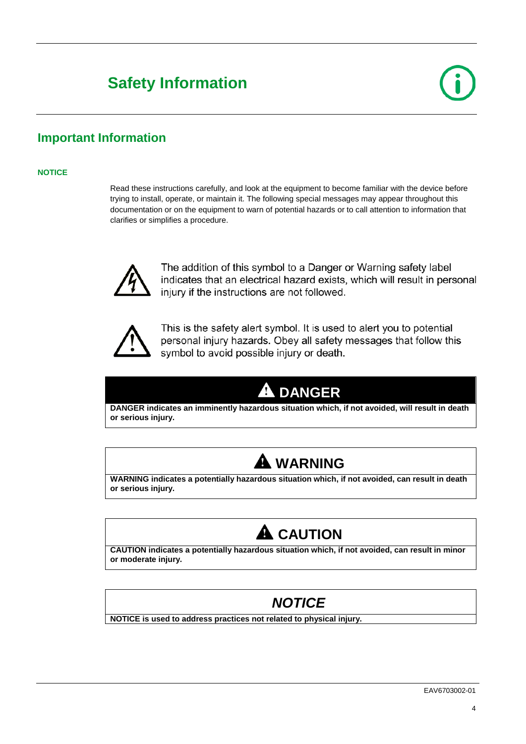# Safety Information

## Important Information

**NOTICE**

Read these instructions carefully, and look at the equipment to become familiar with the device before trying to install, operate, or maintain it. The following special messages may appear throughout this documentation or on the equipment to warn of potential hazards or to call attention to information that clarifies or simplifies a procedure.

The addition of this symbol to a Danger or Warning safety label indicates that an electrical hazard exists, which will result in personal injury if the instructions are not followed.

This is the safety alert symbol. It is used to alert you to potential personal injury hazards. Obey all safety messages that follow this symbol to avoid possible injury or death.

**DANGER**

**DANGER indicates an imminently hazardous situation which, if not avoided, will result in death or serious injury.**

**WARNING**

**WARNING indicates a potentially hazardous situation which, if not avoided, can result in death or serious injury.**

**CAUTION**

**CAUTION indicates a potentially hazardous situation which, if not avoided, can result in minor or moderate injury.**

***NOTICE***

**NOTICE is used to address practices not related to physical injury.**

EAV6703002-01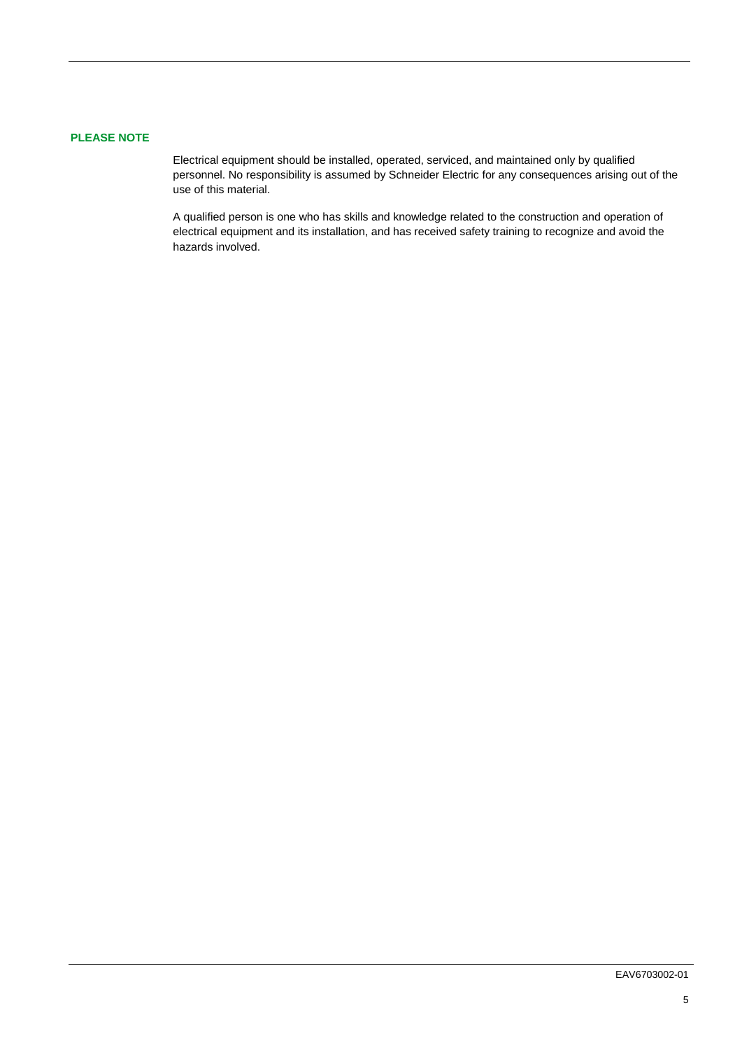## PLEASE NOTE

Electrical equipment should be installed, operated, serviced, and maintained only by qualified personnel. No responsibility is assumed by Schneider Electric for any consequences arising out of the use of this material.

A qualified person is one who has skills and knowledge related to the construction and operation of electrical equipment and its installation, and has received safety training to recognize and avoid the hazards involved.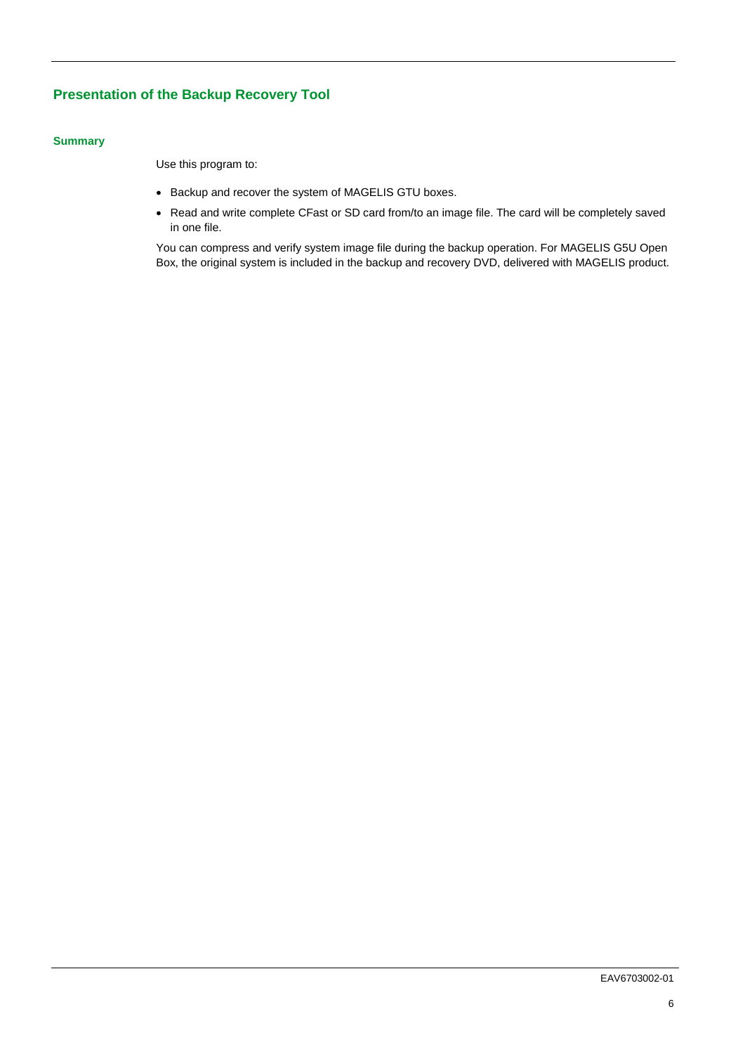## Presentation of the Backup Recovery Tool

### Summary

Use this program to:

- Backup and recover the system of MAGELIS GTU boxes.
- Read and write complete CFast or SD card from/to an image file. The card will be completely saved in one file.

You can compress and verify system image file during the backup operation. For MAGELIS G5U Open Box, the original system is included in the backup and recovery DVD, delivered with MAGELIS product.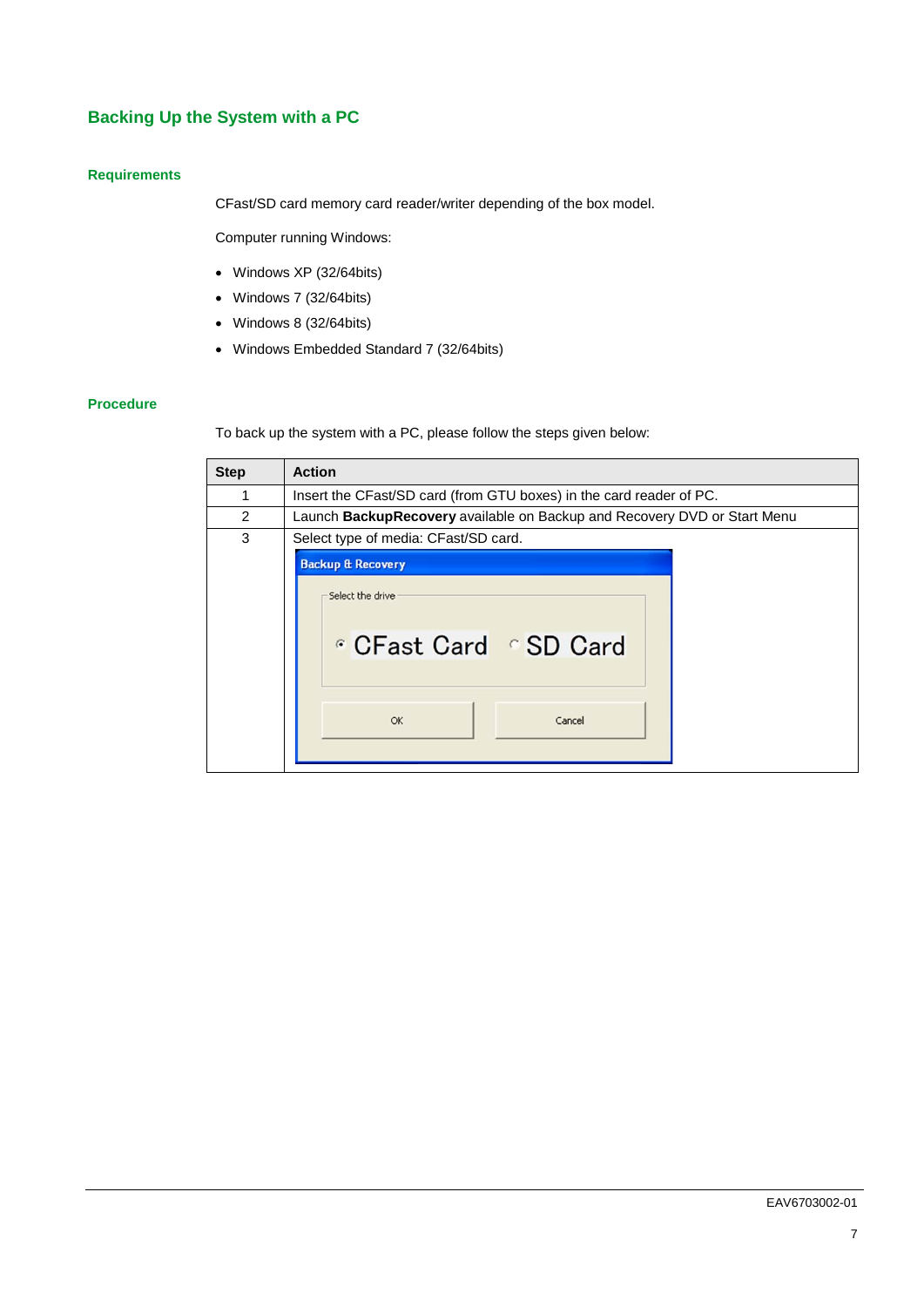## Backing Up the System with a PC

### Requirements

CFast/SD card memory card reader/writer depending of the box model.

Computer running Windows:

- Windows XP (32/64bits)
- Windows 7 (32/64bits)
- Windows 8 (32/64bits)
- Windows Embedded Standard 7 (32/64bits)

### Procedure

To back up the system with a PC, please follow the steps given below:

| Step | Action |
|---|---|
| 1 | Insert the CFast/SD card (from GTU boxes) in the card reader of PC. |
| 2 | Launch **BackupRecovery** available on Backup and Recovery DVD or Start Menu |
| 3 | Select type of media: CFast/SD card. Backup & Recovery — Select the drive: CFast Card / SD Card — OK / Cancel |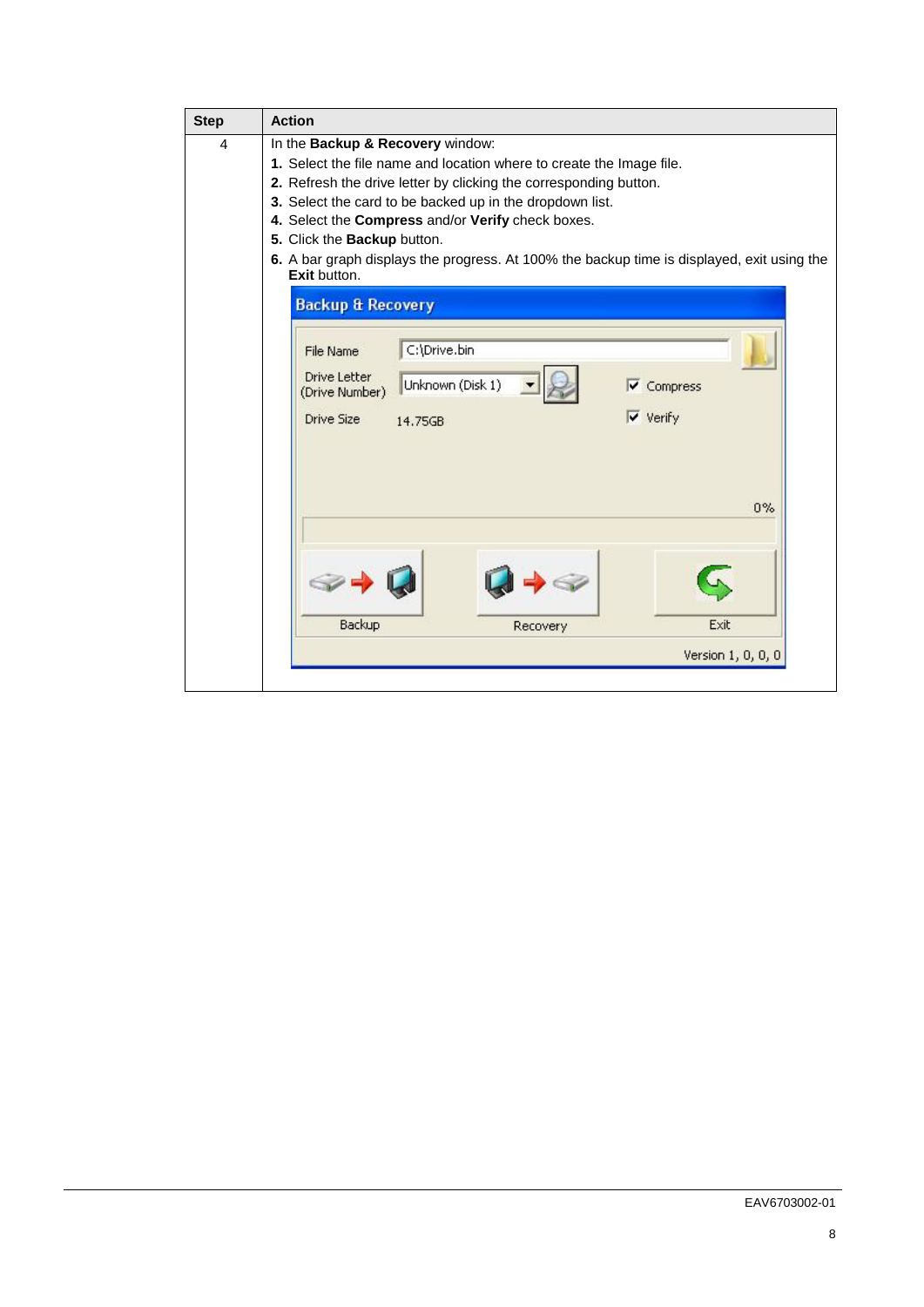| Step | Action |
| --- | --- |
| 4 | In the **Backup & Recovery** window:<br>**1.** Select the file name and location where to create the Image file.<br>**2.** Refresh the drive letter by clicking the corresponding button.<br>**3.** Select the card to be backed up in the dropdown list.<br>**4.** Select the **Compress** and/or **Verify** check boxes.<br>**5.** Click the **Backup** button.<br>**6.** A bar graph displays the progress. At 100% the backup time is displayed, exit using the **Exit** button. |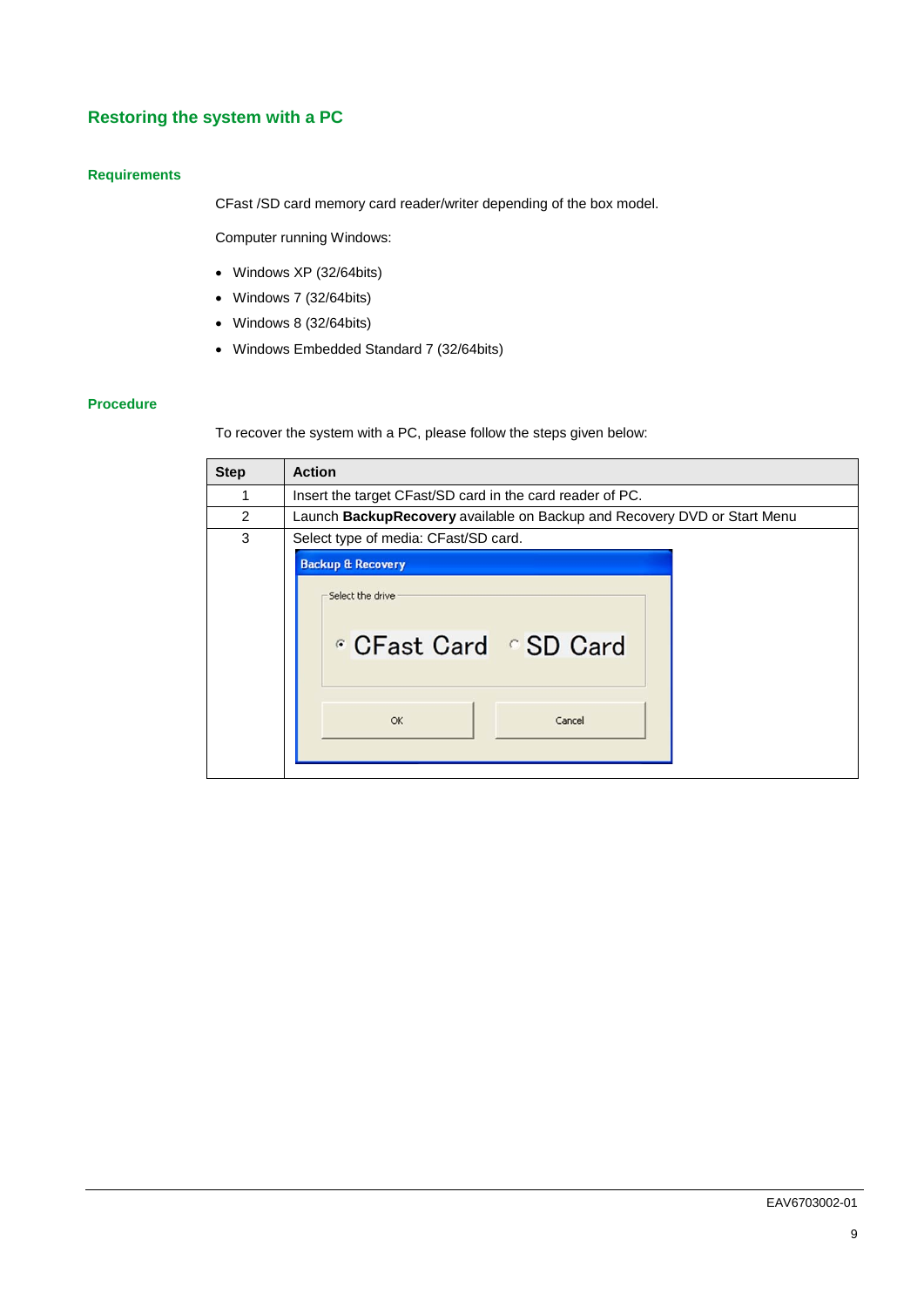## Restoring the system with a PC

### Requirements

CFast /SD card memory card reader/writer depending of the box model.

Computer running Windows:

- Windows XP (32/64bits)
- Windows 7 (32/64bits)
- Windows 8 (32/64bits)
- Windows Embedded Standard 7 (32/64bits)

### Procedure

To recover the system with a PC, please follow the steps given below:

| Step | Action |
|---|---|
| 1 | Insert the target CFast/SD card in the card reader of PC. |
| 2 | Launch **BackupRecovery** available on Backup and Recovery DVD or Start Menu |
| 3 | Select type of media: CFast/SD card. |

EAV6703002-01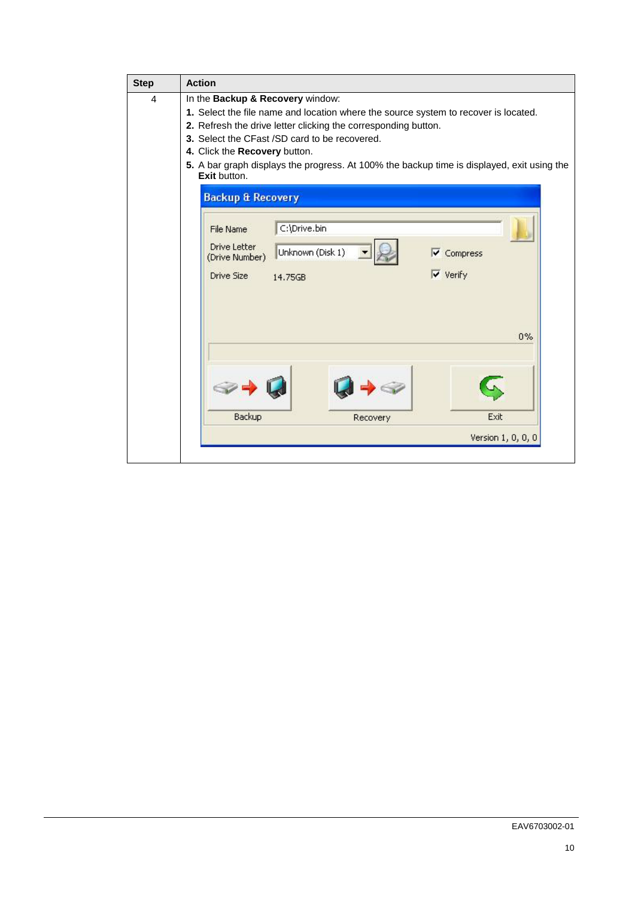| Step | Action |
| --- | --- |
| 4 | In the **Backup & Recovery** window:<br>**1.** Select the file name and location where the source system to recover is located.<br>**2.** Refresh the drive letter clicking the corresponding button.<br>**3.** Select the CFast /SD card to be recovered.<br>**4.** Click the **Recovery** button.<br>**5.** A bar graph displays the progress. At 100% the backup time is displayed, exit using the **Exit** button. |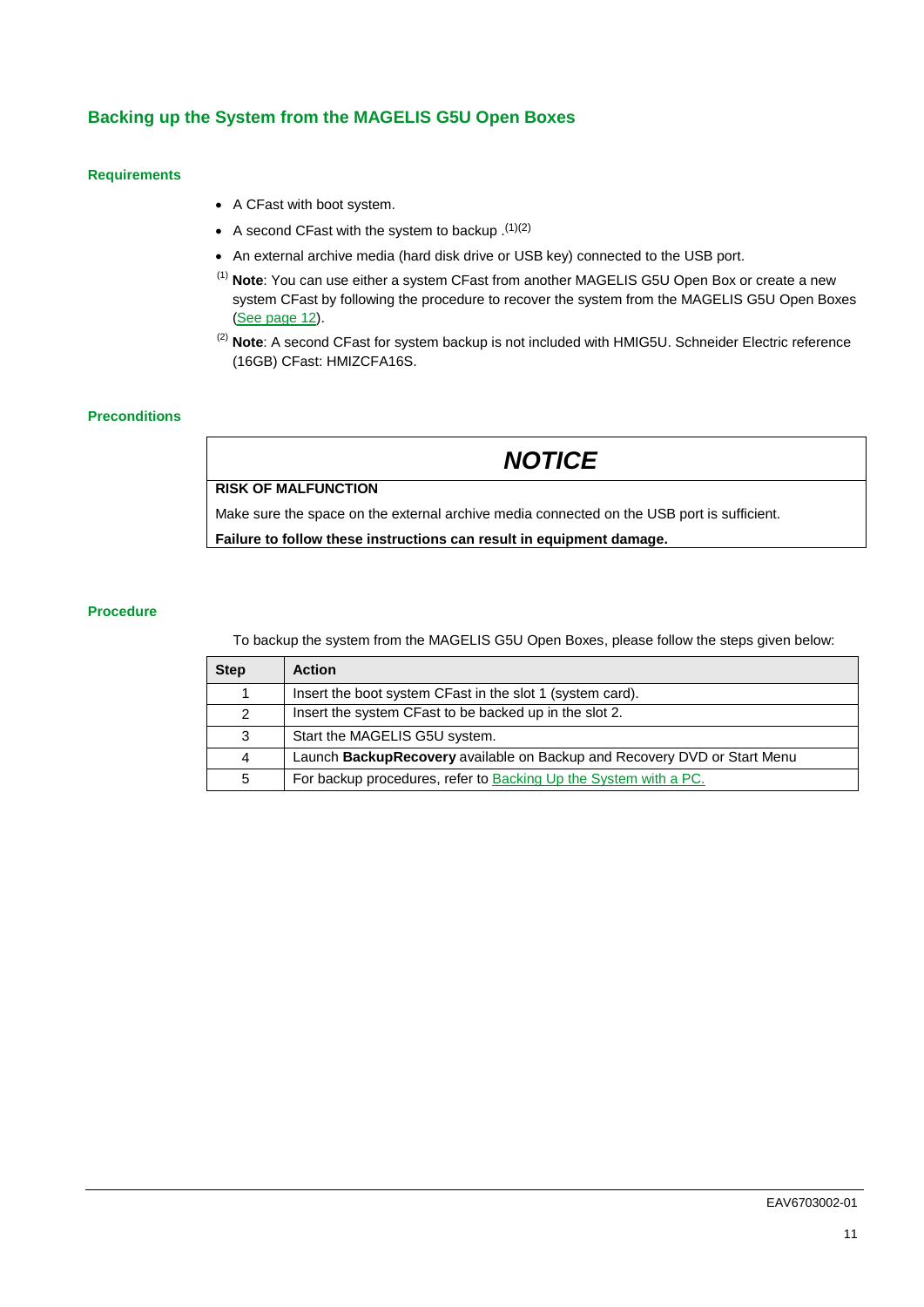## Backing up the System from the MAGELIS G5U Open Boxes

### Requirements

- A CFast with boot system.
- A second CFast with the system to backup .[1][2]
- An external archive media (hard disk drive or USB key) connected to the USB port.

[1] **Note**: You can use either a system CFast from another MAGELIS G5U Open Box or create a new system CFast by following the procedure to recover the system from the MAGELIS G5U Open Boxes (See page 12).

[2] **Note**: A second CFast for system backup is not included with HMIG5U. Schneider Electric reference (16GB) CFast: HMIZCFA16S.

### Preconditions

| *NOTICE* |
|---|
| **RISK OF MALFUNCTION** |
| Make sure the space on the external archive media connected on the USB port is sufficient. |
| **Failure to follow these instructions can result in equipment damage.** |

### Procedure

To backup the system from the MAGELIS G5U Open Boxes, please follow the steps given below:

| Step | Action |
|---|---|
| 1 | Insert the boot system CFast in the slot 1 (system card). |
| 2 | Insert the system CFast to be backed up in the slot 2. |
| 3 | Start the MAGELIS G5U system. |
| 4 | Launch **BackupRecovery** available on Backup and Recovery DVD or Start Menu |
| 5 | For backup procedures, refer to Backing Up the System with a PC. |

EAV6703002-01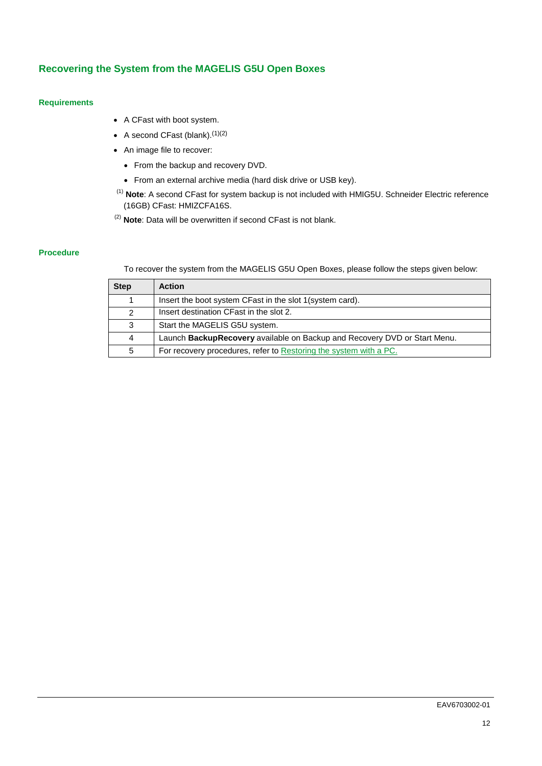## Recovering the System from the MAGELIS G5U Open Boxes

### Requirements

- A CFast with boot system.
- A second CFast (blank).[(1)(2)]
- An image file to recover:
  - From the backup and recovery DVD.
  - From an external archive media (hard disk drive or USB key).

[(1)] **Note**: A second CFast for system backup is not included with HMIG5U. Schneider Electric reference (16GB) CFast: HMIZCFA16S.

[(2)] **Note**: Data will be overwritten if second CFast is not blank.

### Procedure

To recover the system from the MAGELIS G5U Open Boxes, please follow the steps given below:

| Step | Action |
| --- | --- |
| 1 | Insert the boot system CFast in the slot 1(system card). |
| 2 | Insert destination CFast in the slot 2. |
| 3 | Start the MAGELIS G5U system. |
| 4 | Launch **BackupRecovery** available on Backup and Recovery DVD or Start Menu. |
| 5 | For recovery procedures, refer to Restoring the system with a PC. |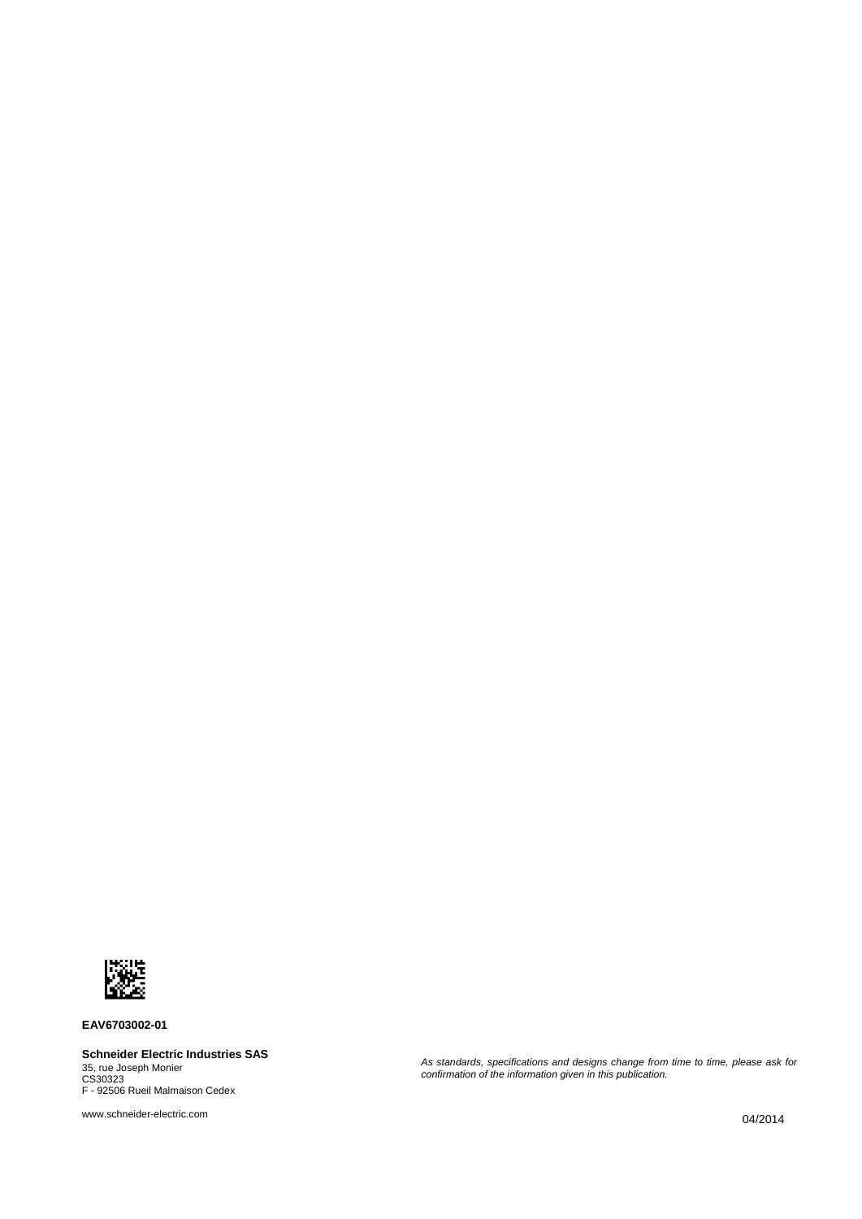**EAV6703002-01**

**Schneider Electric Industries SAS**
35, rue Joseph Monier
CS30323
F - 92506 Rueil Malmaison Cedex

www.schneider-electric.com

*As standards, specifications and designs change from time to time, please ask for confirmation of the information given in this publication.*

04/2014